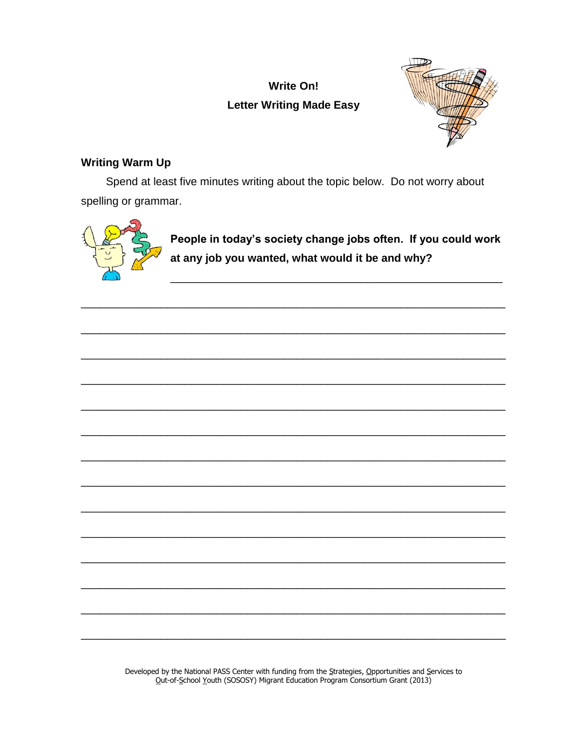# Write On!

## Letter Writing Made Easy

### Writing Warm Up

Spend at least five minutes writing about the topic below. Do not worry about spelling or grammar.

**People in today's society change jobs often. If you could work at any job you wanted, what would it be and why?**

____________________________________________________________

____________________________________________________________

____________________________________________________________

____________________________________________________________

____________________________________________________________

____________________________________________________________

____________________________________________________________

____________________________________________________________

____________________________________________________________

____________________________________________________________

____________________________________________________________

____________________________________________________________

____________________________________________________________

____________________________________________________________

____________________________________________________________

Developed by the National PASS Center with funding from the Strategies, Opportunities and Services to Out-of-School Youth (SOSOSY) Migrant Education Program Consortium Grant (2013)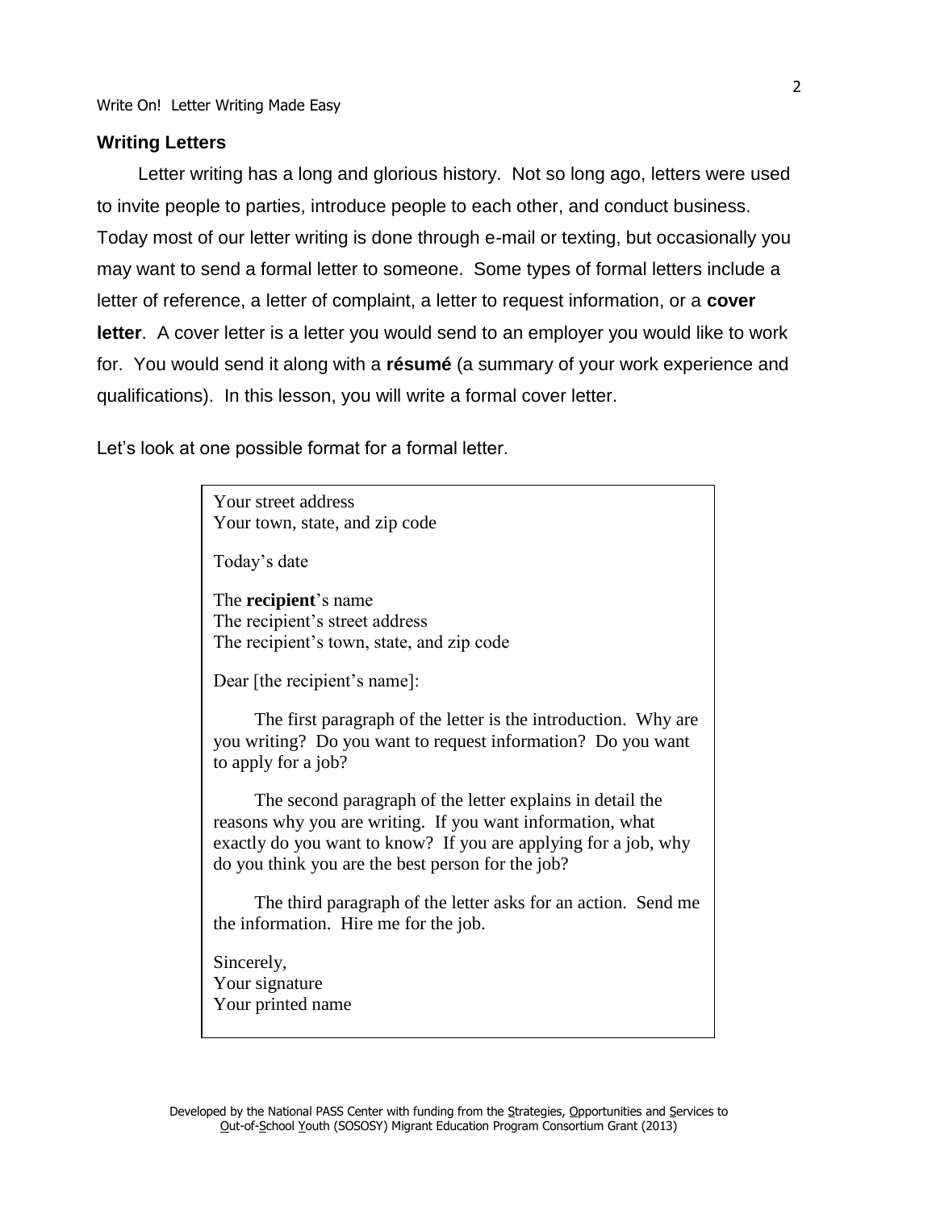## Writing Letters

Letter writing has a long and glorious history. Not so long ago, letters were used to invite people to parties, introduce people to each other, and conduct business. Today most of our letter writing is done through e-mail or texting, but occasionally you may want to send a formal letter to someone. Some types of formal letters include a letter of reference, a letter of complaint, a letter to request information, or a **cover letter**. A cover letter is a letter you would send to an employer you would like to work for. You would send it along with a **résumé** (a summary of your work experience and qualifications). In this lesson, you will write a formal cover letter.

Let's look at one possible format for a formal letter.

> Your street address
> Your town, state, and zip code
>
> Today's date
>
> The **recipient**'s name
> The recipient's street address
> The recipient's town, state, and zip code
>
> Dear [the recipient's name]:
>
> The first paragraph of the letter is the introduction. Why are you writing? Do you want to request information? Do you want to apply for a job?
>
> The second paragraph of the letter explains in detail the reasons why you are writing. If you want information, what exactly do you want to know? If you are applying for a job, why do you think you are the best person for the job?
>
> The third paragraph of the letter asks for an action. Send me the information. Hire me for the job.
>
> Sincerely,
> Your signature
> Your printed name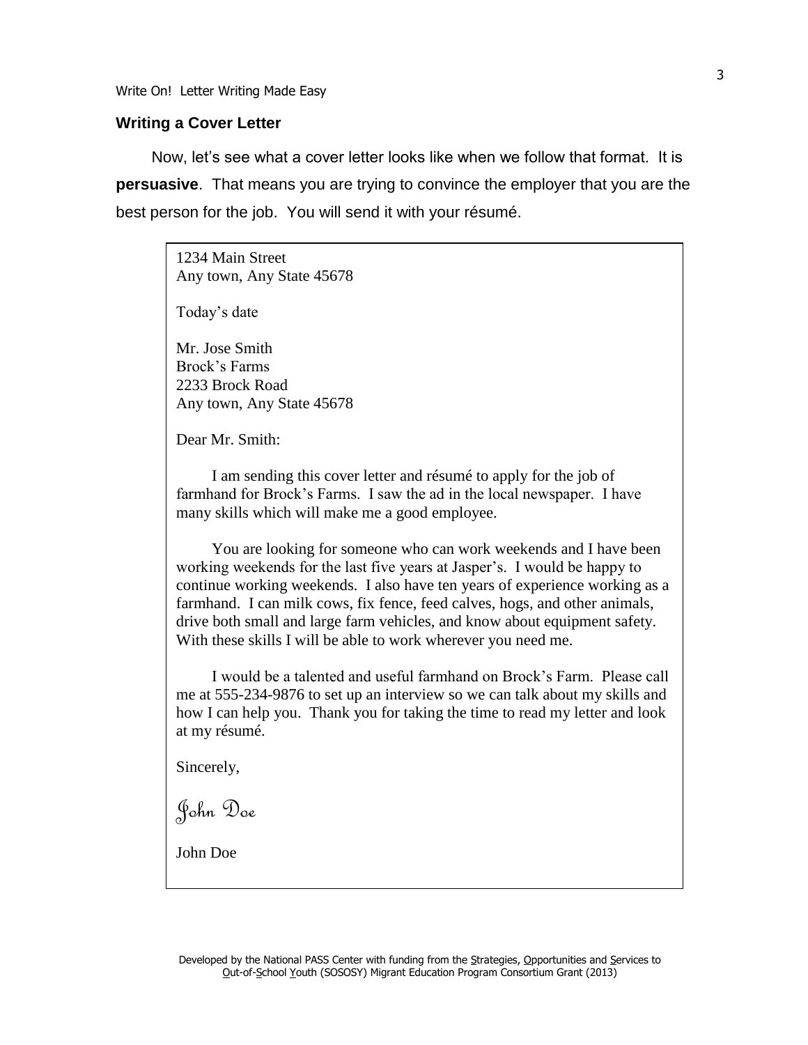## Writing a Cover Letter

Now, let's see what a cover letter looks like when we follow that format. It is **persuasive**. That means you are trying to convince the employer that you are the best person for the job. You will send it with your résumé.

> 1234 Main Street
> Any town, Any State 45678
>
> Today's date
>
> Mr. Jose Smith
> Brock's Farms
> 2233 Brock Road
> Any town, Any State 45678
>
> Dear Mr. Smith:
>
> I am sending this cover letter and résumé to apply for the job of farmhand for Brock's Farms. I saw the ad in the local newspaper. I have many skills which will make me a good employee.
>
> You are looking for someone who can work weekends and I have been working weekends for the last five years at Jasper's. I would be happy to continue working weekends. I also have ten years of experience working as a farmhand. I can milk cows, fix fence, feed calves, hogs, and other animals, drive both small and large farm vehicles, and know about equipment safety. With these skills I will be able to work wherever you need me.
>
> I would be a talented and useful farmhand on Brock's Farm. Please call me at 555-234-9876 to set up an interview so we can talk about my skills and how I can help you. Thank you for taking the time to read my letter and look at my résumé.
>
> Sincerely,
>
> *John Doe*
>
> John Doe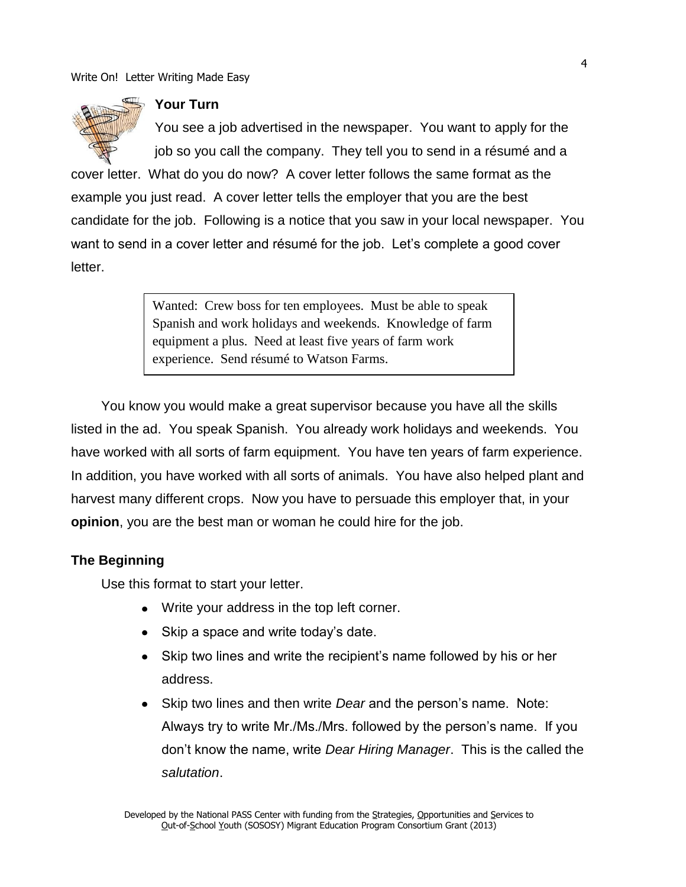## Your Turn

You see a job advertised in the newspaper. You want to apply for the job so you call the company. They tell you to send in a résumé and a cover letter. What do you do now? A cover letter follows the same format as the example you just read. A cover letter tells the employer that you are the best candidate for the job. Following is a notice that you saw in your local newspaper. You want to send in a cover letter and résumé for the job. Let's complete a good cover letter.

> Wanted: Crew boss for ten employees. Must be able to speak Spanish and work holidays and weekends. Knowledge of farm equipment a plus. Need at least five years of farm work experience. Send résumé to Watson Farms.

You know you would make a great supervisor because you have all the skills listed in the ad. You speak Spanish. You already work holidays and weekends. You have worked with all sorts of farm equipment. You have ten years of farm experience. In addition, you have worked with all sorts of animals. You have also helped plant and harvest many different crops. Now you have to persuade this employer that, in your **opinion**, you are the best man or woman he could hire for the job.

### The Beginning

Use this format to start your letter.

- Write your address in the top left corner.
- Skip a space and write today's date.
- Skip two lines and write the recipient's name followed by his or her address.
- Skip two lines and then write *Dear* and the person's name. Note: Always try to write Mr./Ms./Mrs. followed by the person's name. If you don't know the name, write *Dear Hiring Manager*. This is the called the *salutation*.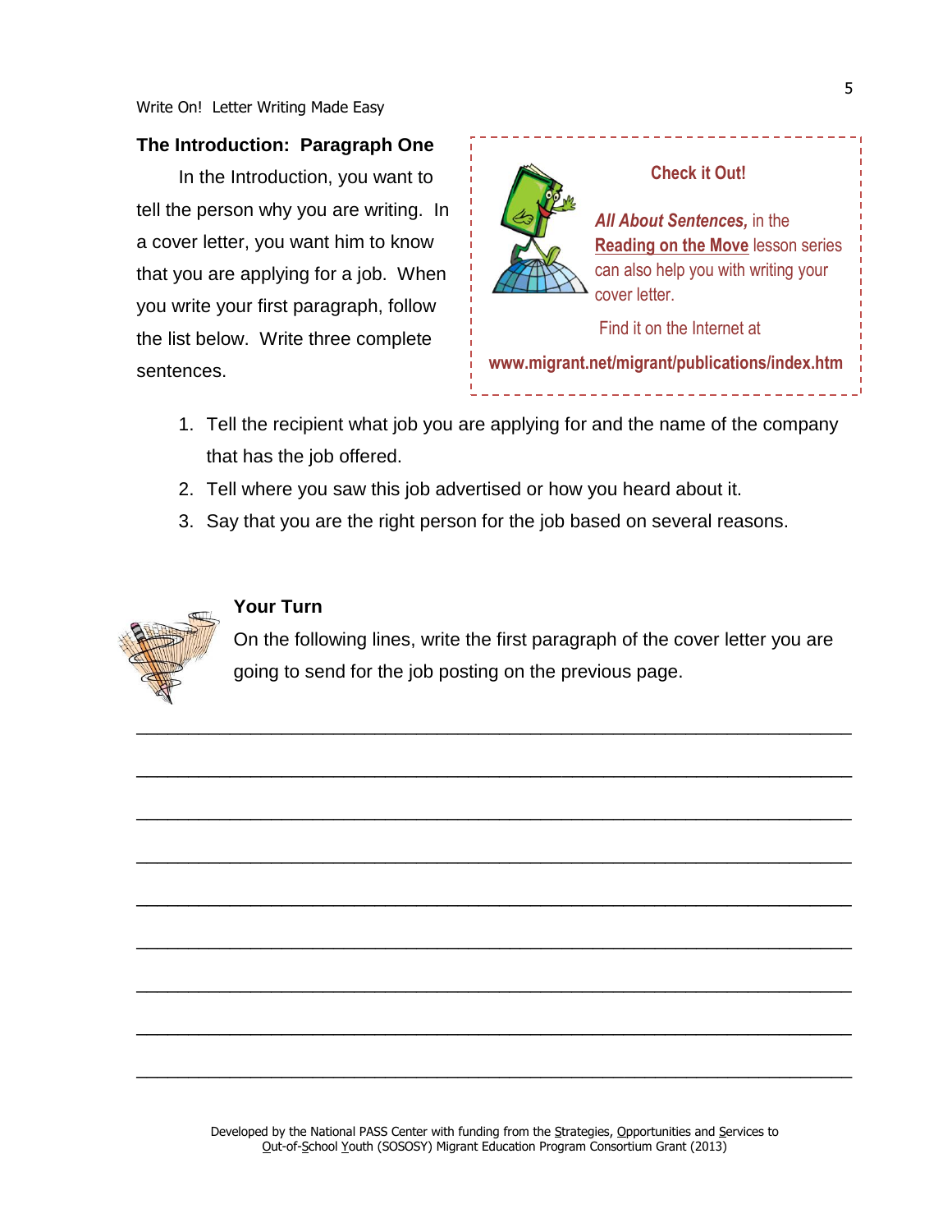## The Introduction: Paragraph One

In the Introduction, you want to tell the person why you are writing. In a cover letter, you want him to know that you are applying for a job. When you write your first paragraph, follow the list below. Write three complete sentences.

> **Check it Out!**
>
> ***All About Sentences,*** in the **Reading on the Move** lesson series can also help you with writing your cover letter.
>
> Find it on the Internet at
>
> **www.migrant.net/migrant/publications/index.htm**

1. Tell the recipient what job you are applying for and the name of the company that has the job offered.
2. Tell where you saw this job advertised or how you heard about it.
3. Say that you are the right person for the job based on several reasons.

### Your Turn

On the following lines, write the first paragraph of the cover letter you are going to send for the job posting on the previous page.

_______________________________________________________________________

_______________________________________________________________________

_______________________________________________________________________

_______________________________________________________________________

_______________________________________________________________________

_______________________________________________________________________

_______________________________________________________________________

_______________________________________________________________________

_______________________________________________________________________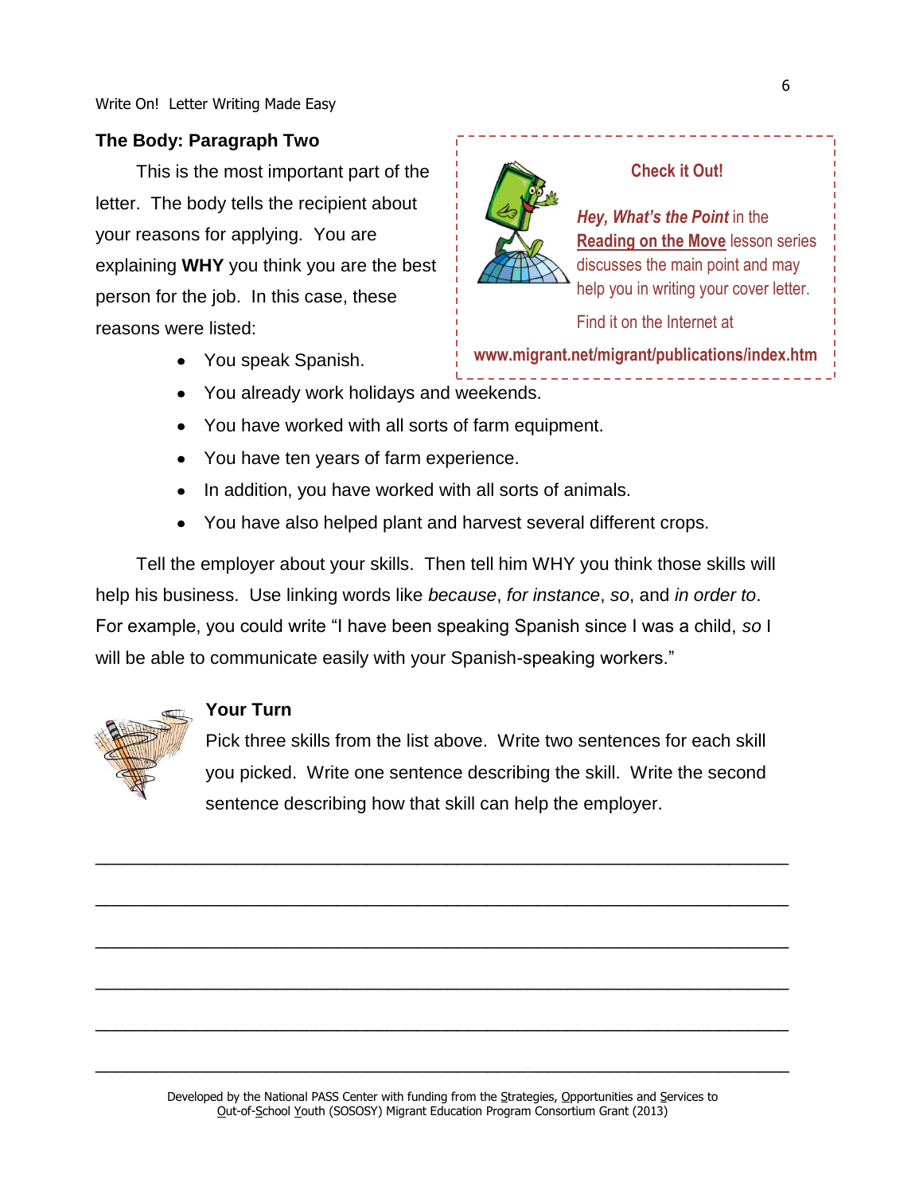## The Body: Paragraph Two

This is the most important part of the letter. The body tells the recipient about your reasons for applying. You are explaining **WHY** you think you are the best person for the job. In this case, these reasons were listed:

- You speak Spanish.
- You already work holidays and weekends.
- You have worked with all sorts of farm equipment.
- You have ten years of farm experience.
- In addition, you have worked with all sorts of animals.
- You have also helped plant and harvest several different crops.

> **Check it Out!**
>
> ***Hey, What's the Point*** in the **Reading on the Move** lesson series discusses the main point and may help you in writing your cover letter.
>
> Find it on the Internet at
>
> **www.migrant.net/migrant/publications/index.htm**

Tell the employer about your skills. Then tell him WHY you think those skills will help his business. Use linking words like *because*, *for instance*, *so*, and *in order to*. For example, you could write "I have been speaking Spanish since I was a child, *so* I will be able to communicate easily with your Spanish-speaking workers."

### Your Turn

Pick three skills from the list above. Write two sentences for each skill you picked. Write one sentence describing the skill. Write the second sentence describing how that skill can help the employer.

______________________________________________________________________

______________________________________________________________________

______________________________________________________________________

______________________________________________________________________

______________________________________________________________________

______________________________________________________________________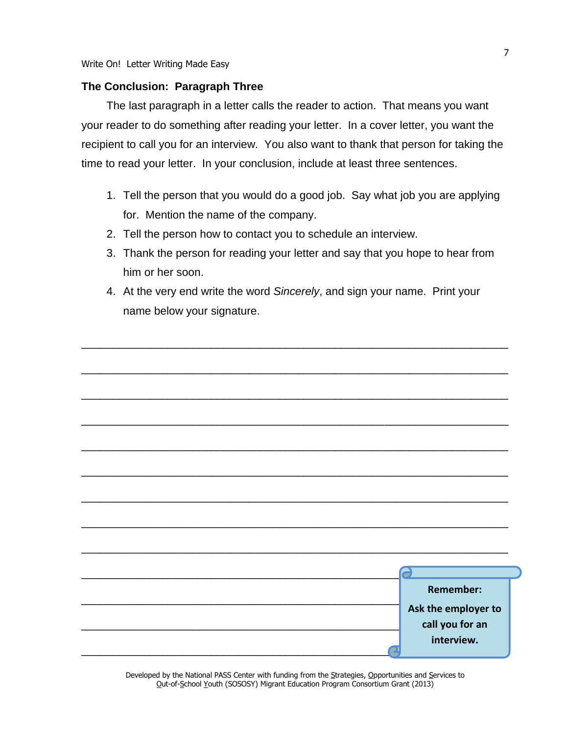## The Conclusion: Paragraph Three

The last paragraph in a letter calls the reader to action. That means you want your reader to do something after reading your letter. In a cover letter, you want the recipient to call you for an interview. You also want to thank that person for taking the time to read your letter. In your conclusion, include at least three sentences.

1. Tell the person that you would do a good job. Say what job you are applying for. Mention the name of the company.
2. Tell the person how to contact you to schedule an interview.
3. Thank the person for reading your letter and say that you hope to hear from him or her soon.
4. At the very end write the word *Sincerely*, and sign your name. Print your name below your signature.

_______________________________________________________________

_______________________________________________________________

_______________________________________________________________

_______________________________________________________________

_______________________________________________________________

_______________________________________________________________

_______________________________________________________________

_______________________________________________________________

_______________________________________________________________

_______________________________________________

_______________________________________________

_______________________________________________

_______________________________________________

**Remember:**

**Ask the employer to call you for an interview.**

Developed by the National PASS Center with funding from the Strategies, Opportunities and Services to Out-of-School Youth (SOSOSY) Migrant Education Program Consortium Grant (2013)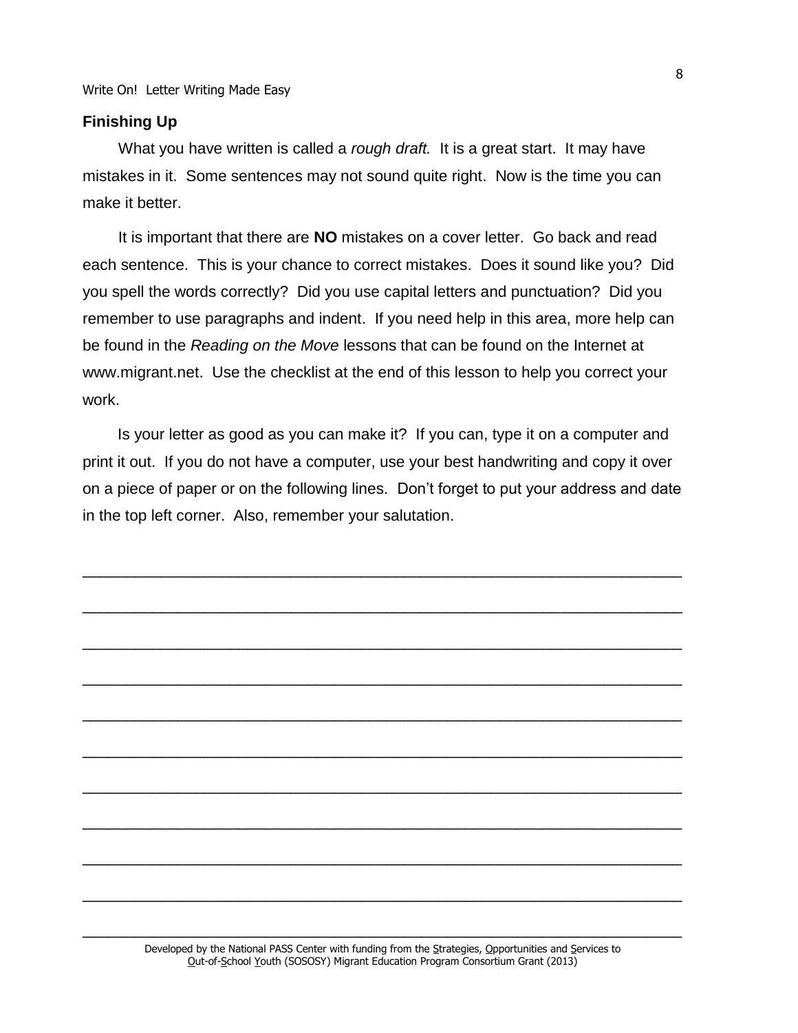### Finishing Up

What you have written is called a *rough draft.* It is a great start. It may have mistakes in it. Some sentences may not sound quite right. Now is the time you can make it better.

It is important that there are **NO** mistakes on a cover letter. Go back and read each sentence. This is your chance to correct mistakes. Does it sound like you? Did you spell the words correctly? Did you use capital letters and punctuation? Did you remember to use paragraphs and indent. If you need help in this area, more help can be found in the *Reading on the Move* lessons that can be found on the Internet at www.migrant.net. Use the checklist at the end of this lesson to help you correct your work.

Is your letter as good as you can make it? If you can, type it on a computer and print it out. If you do not have a computer, use your best handwriting and copy it over on a piece of paper or on the following lines. Don't forget to put your address and date in the top left corner. Also, remember your salutation.

______________________________________________________________________

______________________________________________________________________

______________________________________________________________________

______________________________________________________________________

______________________________________________________________________

______________________________________________________________________

______________________________________________________________________

______________________________________________________________________

______________________________________________________________________

______________________________________________________________________

______________________________________________________________________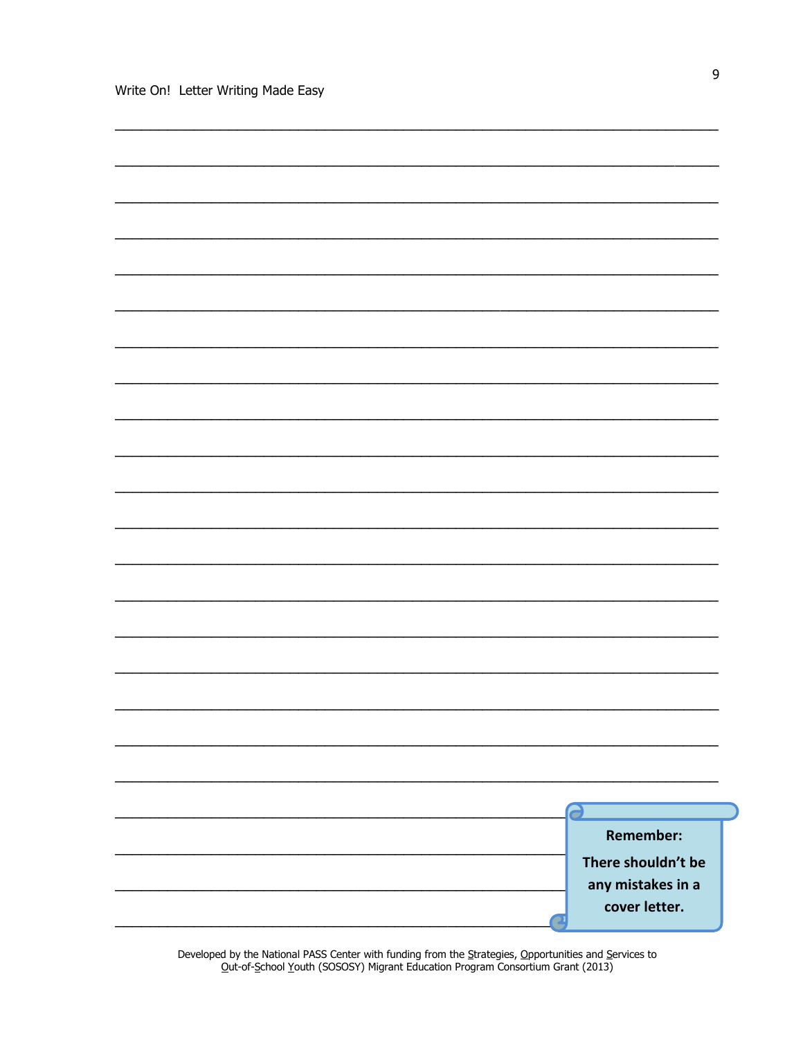**Remember:**

**There shouldn't be any mistakes in a cover letter.**

Developed by the National PASS Center with funding from the Strategies, Opportunities and Services to Out-of-School Youth (SOSOSY) Migrant Education Program Consortium Grant (2013)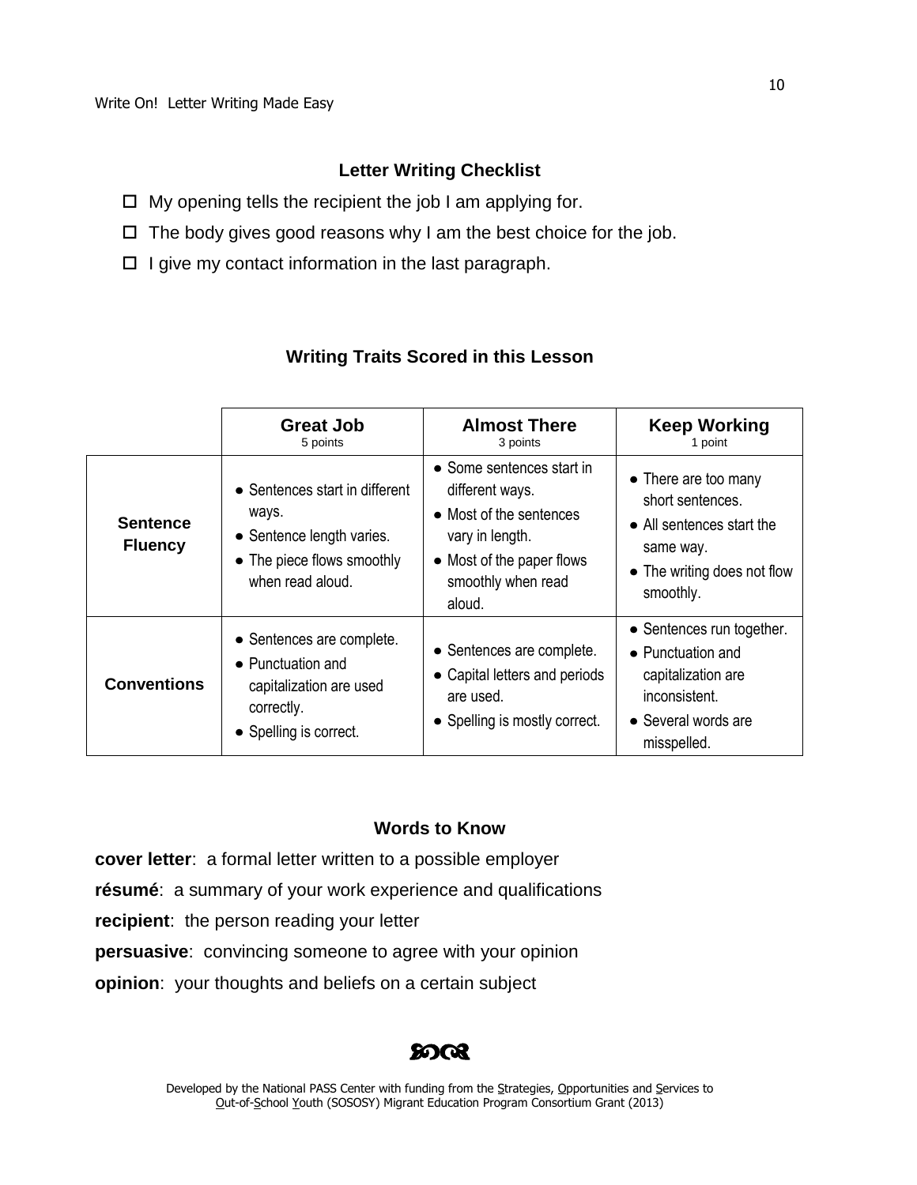### Letter Writing Checklist

- ☐ My opening tells the recipient the job I am applying for.
- ☐ The body gives good reasons why I am the best choice for the job.
- ☐ I give my contact information in the last paragraph.

### Writing Traits Scored in this Lesson

| | **Great Job** 5 points | **Almost There** 3 points | **Keep Working** 1 point |
|---|---|---|---|
| **Sentence Fluency** | • Sentences start in different ways. • Sentence length varies. • The piece flows smoothly when read aloud. | • Some sentences start in different ways. • Most of the sentences vary in length. • Most of the paper flows smoothly when read aloud. | • There are too many short sentences. • All sentences start the same way. • The writing does not flow smoothly. |
| **Conventions** | • Sentences are complete. • Punctuation and capitalization are used correctly. • Spelling is correct. | • Sentences are complete. • Capital letters and periods are used. • Spelling is mostly correct. | • Sentences run together. • Punctuation and capitalization are inconsistent. • Several words are misspelled. |

### Words to Know

**cover letter**: a formal letter written to a possible employer

**résumé**: a summary of your work experience and qualifications

**recipient**: the person reading your letter

**persuasive**: convincing someone to agree with your opinion

**opinion**: your thoughts and beliefs on a certain subject

Developed by the National PASS Center with funding from the Strategies, Opportunities and Services to Out-of-School Youth (SOSOSY) Migrant Education Program Consortium Grant (2013)